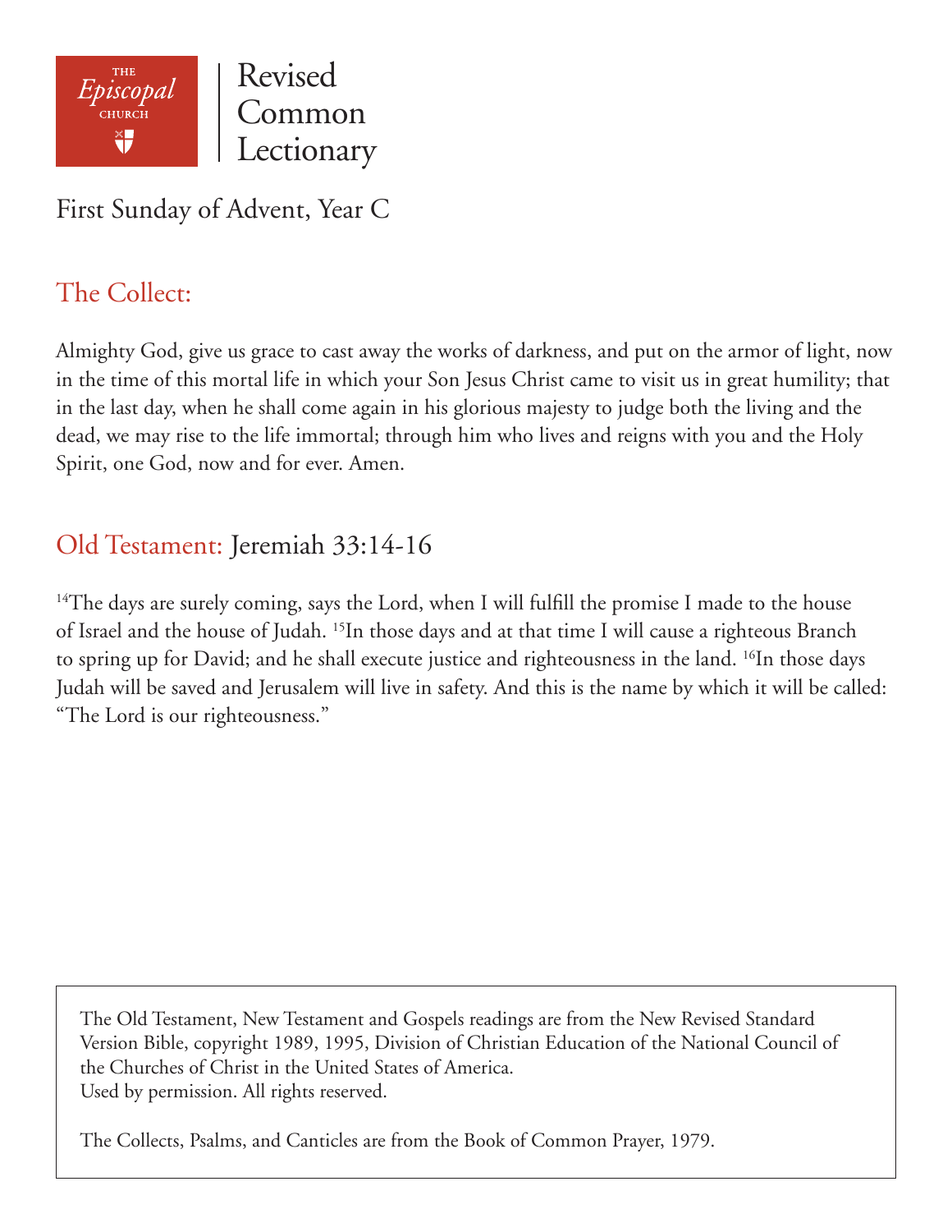THE *Episcopal* CHURCH

Revised Common Lectionary

# First Sunday of Advent, Year C

## The Collect:

Almighty God, give us grace to cast away the works of darkness, and put on the armor of light, now in the time of this mortal life in which your Son Jesus Christ came to visit us in great humility; that in the last day, when he shall come again in his glorious majesty to judge both the living and the dead, we may rise to the life immortal; through him who lives and reigns with you and the Holy Spirit, one God, now and for ever. Amen.

## Old Testament: Jeremiah 33:14-16

[14]The days are surely coming, says the Lord, when I will fulfill the promise I made to the house of Israel and the house of Judah. [15]In those days and at that time I will cause a righteous Branch to spring up for David; and he shall execute justice and righteousness in the land. [16]In those days Judah will be saved and Jerusalem will live in safety. And this is the name by which it will be called: "The Lord is our righteousness."

The Old Testament, New Testament and Gospels readings are from the New Revised Standard Version Bible, copyright 1989, 1995, Division of Christian Education of the National Council of the Churches of Christ in the United States of America.
Used by permission. All rights reserved.

The Collects, Psalms, and Canticles are from the Book of Common Prayer, 1979.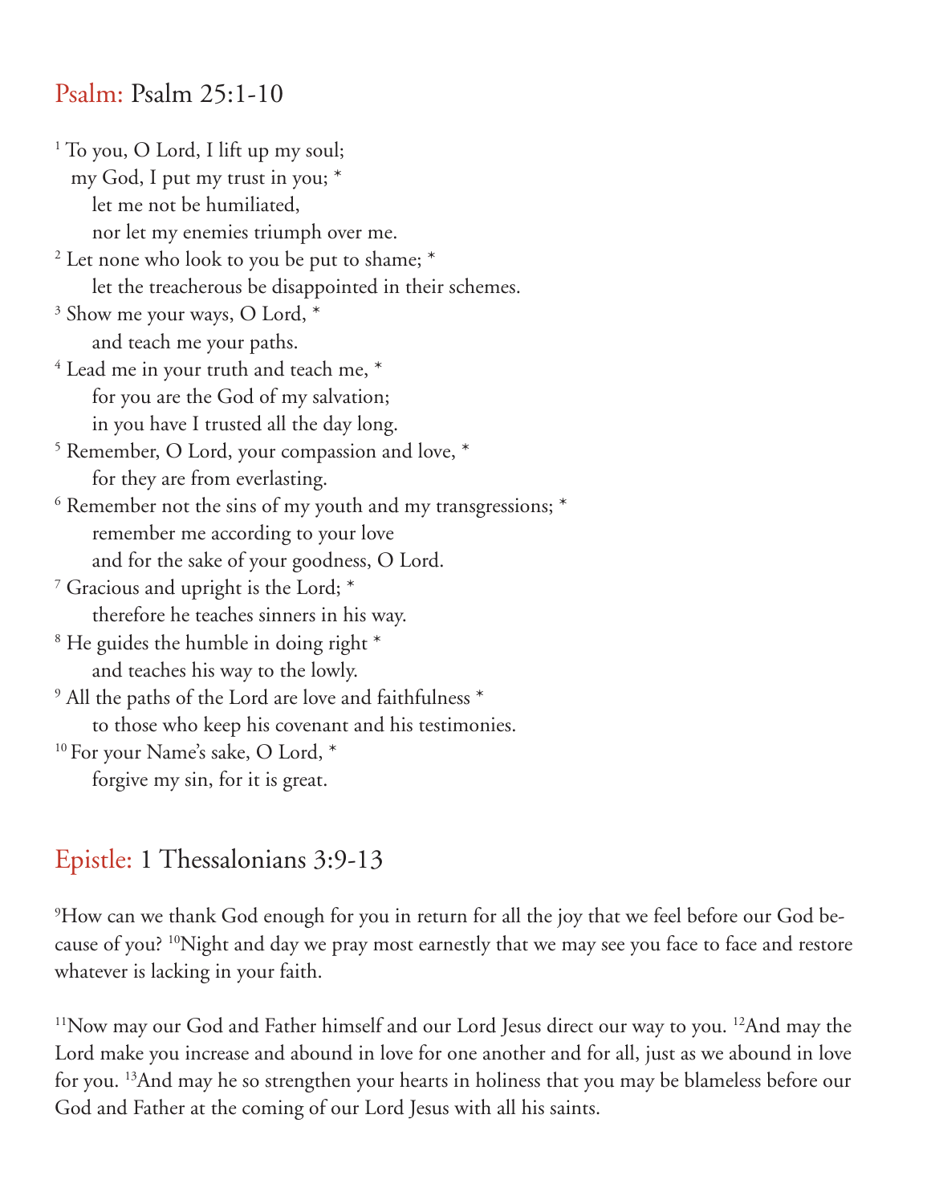## Psalm: Psalm 25:1-10

[1] To you, O Lord, I lift up my soul;  
my God, I put my trust in you; *  
let me not be humiliated,  
nor let my enemies triumph over me.  
[2] Let none who look to you be put to shame; *  
let the treacherous be disappointed in their schemes.  
[3] Show me your ways, O Lord, *  
and teach me your paths.  
[4] Lead me in your truth and teach me, *  
for you are the God of my salvation;  
in you have I trusted all the day long.  
[5] Remember, O Lord, your compassion and love, *  
for they are from everlasting.  
[6] Remember not the sins of my youth and my transgressions; *  
remember me according to your love  
and for the sake of your goodness, O Lord.  
[7] Gracious and upright is the Lord; *  
therefore he teaches sinners in his way.  
[8] He guides the humble in doing right *  
and teaches his way to the lowly.  
[9] All the paths of the Lord are love and faithfulness *  
to those who keep his covenant and his testimonies.  
[10] For your Name's sake, O Lord, *  
forgive my sin, for it is great.

## Epistle: 1 Thessalonians 3:9-13

[9]How can we thank God enough for you in return for all the joy that we feel before our God because of you? [10]Night and day we pray most earnestly that we may see you face to face and restore whatever is lacking in your faith.

[11]Now may our God and Father himself and our Lord Jesus direct our way to you. [12]And may the Lord make you increase and abound in love for one another and for all, just as we abound in love for you. [13]And may he so strengthen your hearts in holiness that you may be blameless before our God and Father at the coming of our Lord Jesus with all his saints.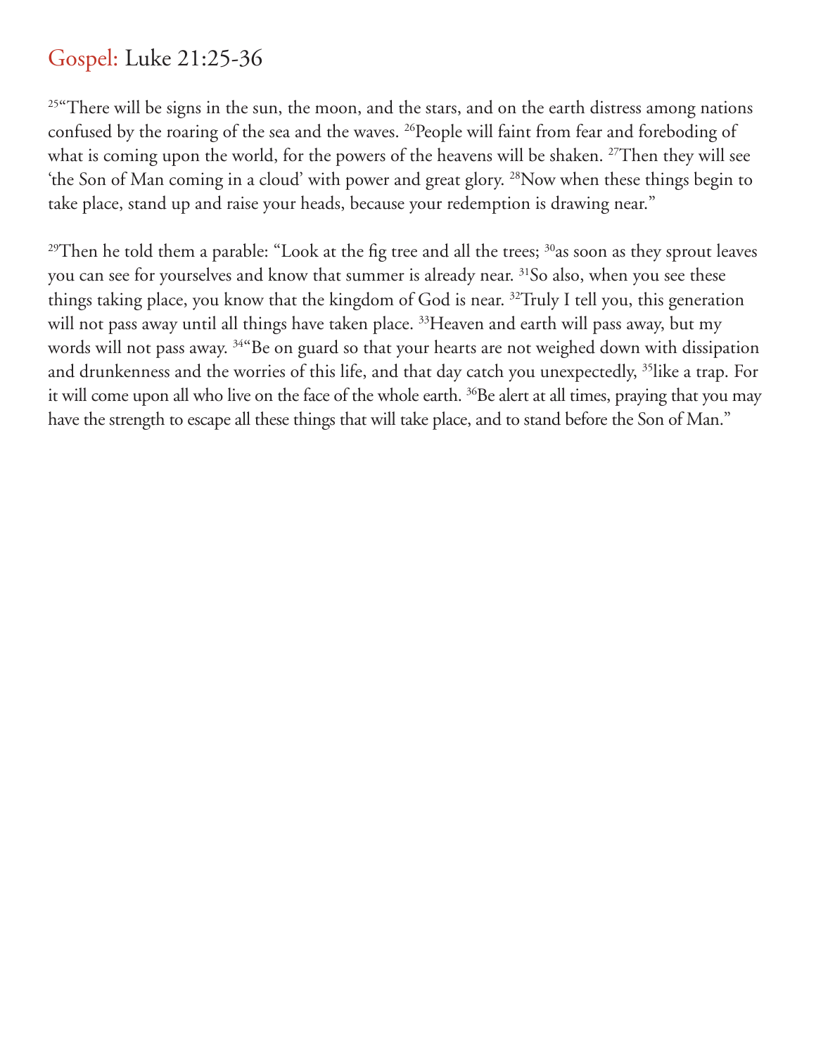## Gospel: Luke 21:25-36

[25]"There will be signs in the sun, the moon, and the stars, and on the earth distress among nations confused by the roaring of the sea and the waves. [26]People will faint from fear and foreboding of what is coming upon the world, for the powers of the heavens will be shaken. [27]Then they will see 'the Son of Man coming in a cloud' with power and great glory. [28]Now when these things begin to take place, stand up and raise your heads, because your redemption is drawing near."

[29]Then he told them a parable: "Look at the fig tree and all the trees; [30]as soon as they sprout leaves you can see for yourselves and know that summer is already near. [31]So also, when you see these things taking place, you know that the kingdom of God is near. [32]Truly I tell you, this generation will not pass away until all things have taken place. [33]Heaven and earth will pass away, but my words will not pass away. [34]"Be on guard so that your hearts are not weighed down with dissipation and drunkenness and the worries of this life, and that day catch you unexpectedly, [35]like a trap. For it will come upon all who live on the face of the whole earth. [36]Be alert at all times, praying that you may have the strength to escape all these things that will take place, and to stand before the Son of Man."